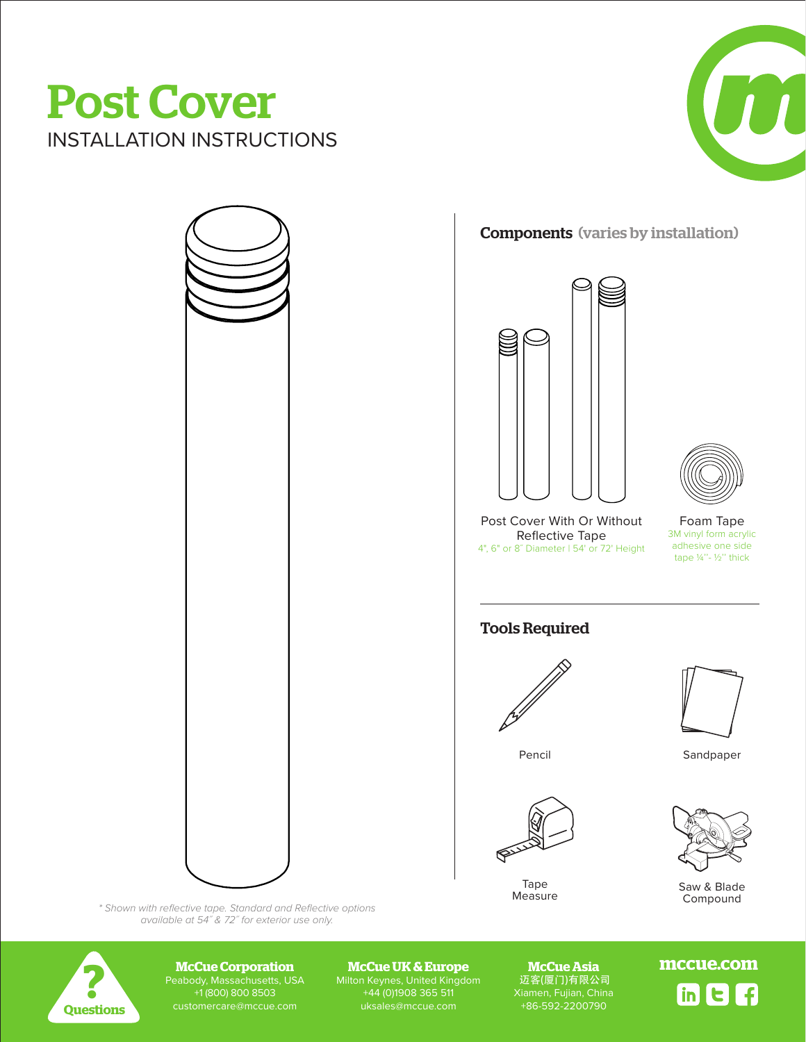# Post Cover

## INSTALLATION INSTRUCTIONS

### Components (varies by installation)

**Post Cover With Or Without Reflective Tape**
4", 6" or 8" Diameter | 54' or 72' Height

**Foam Tape**
3M vinyl form acrylic adhesive one side tape ¼"- ½" thick

### Tools Required

- Pencil
- Sandpaper
- Tape Measure
- Saw & Blade Compound

*\* Shown with reflective tape. Standard and Reflective options available at 54" & 72" for exterior use only.*

---

**Questions**

**McCue Corporation**
Peabody, Massachusetts, USA
+1 (800) 800 8503
customercare@mccue.com

**McCue UK & Europe**
Milton Keynes, United Kingdom
+44 (0)1908 365 511
uksales@mccue.com

**McCue Asia**
迈客(厦门)有限公司
Xiamen, Fujian, China
+86-592-2200790

**mccue.com**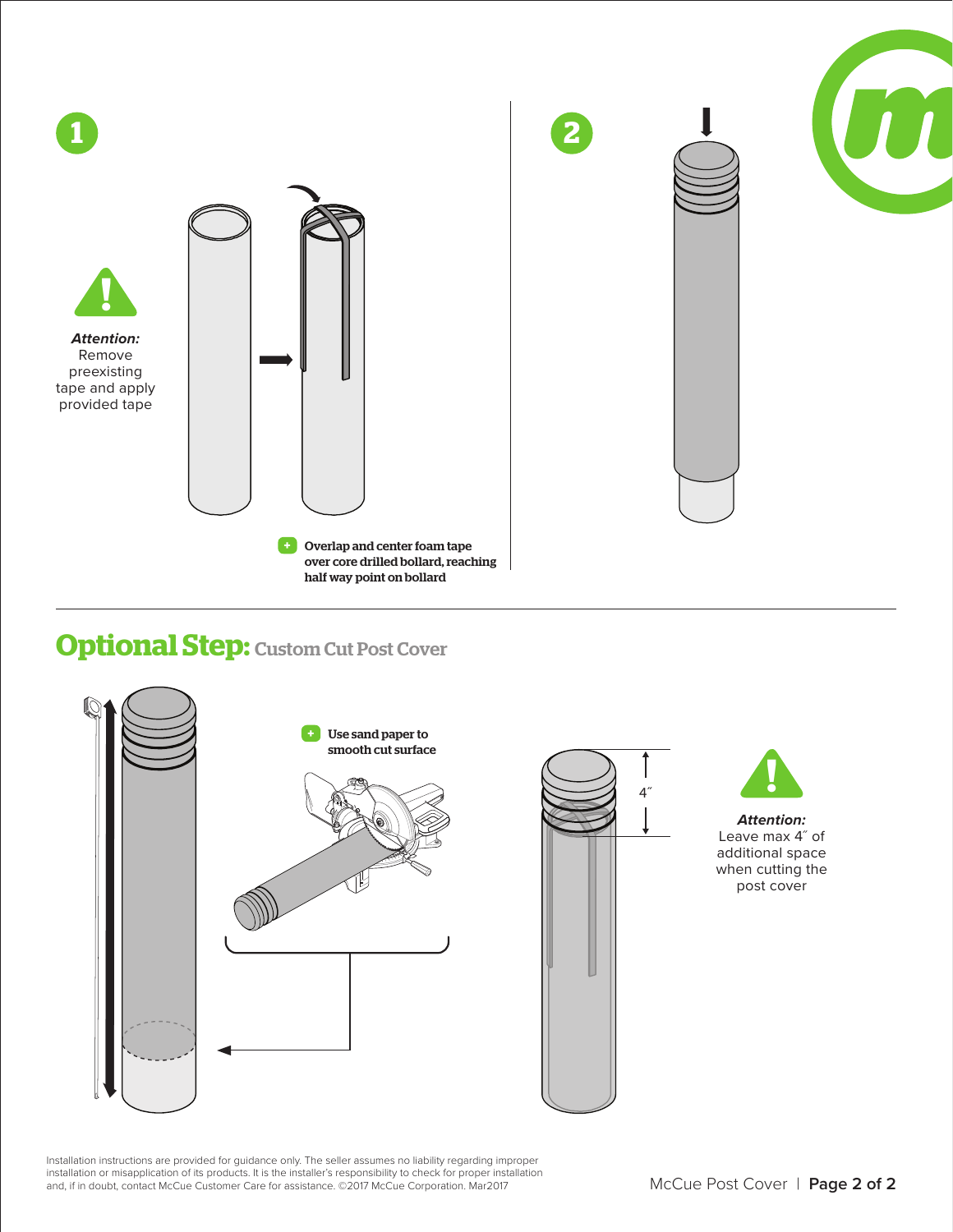**1**

***Attention:*** Remove preexisting tape and apply provided tape

**+** **Overlap and center foam tape over core drilled bollard, reaching half way point on bollard**

**2**

## Optional Step: Custom Cut Post Cover

**+** **Use sand paper to smooth cut surface**

4″

***Attention:*** Leave max 4″ of additional space when cutting the post cover

Installation instructions are provided for guidance only. The seller assumes no liability regarding improper installation or misapplication of its products. It is the installer's responsibility to check for proper installation and, if in doubt, contact McCue Customer Care for assistance. ©2017 McCue Corporation. Mar2017

McCue Post Cover